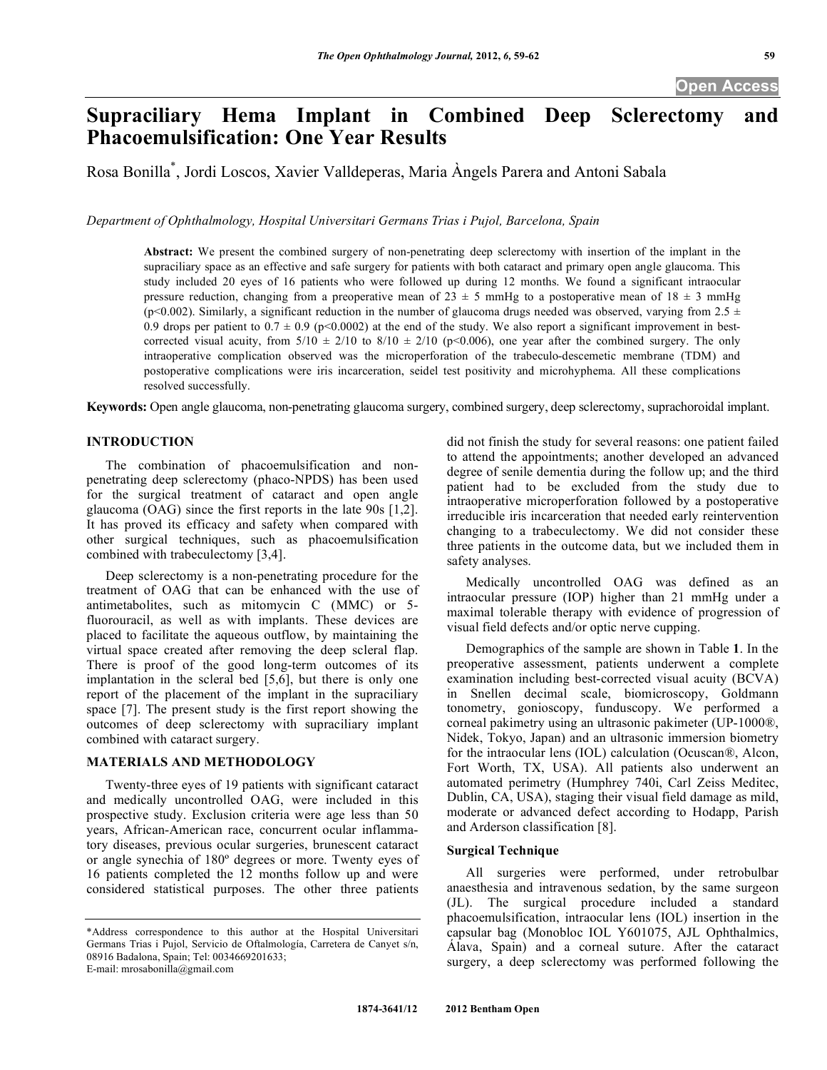# Supraciliary Hema Implant in Combined Deep Sclerectomy and Phacoemulsification: One Year Results

Rosa Bonilla*, Jordi Loscos, Xavier Valldeperas, Maria Àngels Parera and Antoni Sabala

*Department of Ophthalmology, Hospital Universitari Germans Trias i Pujol, Barcelona, Spain*

**Abstract:** We present the combined surgery of non-penetrating deep sclerectomy with insertion of the implant in the supraciliary space as an effective and safe surgery for patients with both cataract and primary open angle glaucoma. This study included 20 eyes of 16 patients who were followed up during 12 months. We found a significant intraocular pressure reduction, changing from a preoperative mean of $23 \pm 5$ mmHg to a postoperative mean of $18 \pm 3$ mmHg ($p<0.002$). Similarly, a significant reduction in the number of glaucoma drugs needed was observed, varying from $2.5 \pm 0.9$ drops per patient to $0.7 \pm 0.9$ ($p<0.0002$) at the end of the study. We also report a significant improvement in best-corrected visual acuity, from $5/10 \pm 2/10$ to $8/10 \pm 2/10$ ($p<0.006$), one year after the combined surgery. The only intraoperative complication observed was the microperforation of the trabeculo-descemetic membrane (TDM) and postoperative complications were iris incarceration, seidel test positivity and microhyphema. All these complications resolved successfully.

**Keywords:** Open angle glaucoma, non-penetrating glaucoma surgery, combined surgery, deep sclerectomy, suprachoroidal implant.

## INTRODUCTION

The combination of phacoemulsification and non-penetrating deep sclerectomy (phaco-NPDS) has been used for the surgical treatment of cataract and open angle glaucoma (OAG) since the first reports in the late 90s [1,2]. It has proved its efficacy and safety when compared with other surgical techniques, such as phacoemulsification combined with trabeculectomy [3,4].

Deep sclerectomy is a non-penetrating procedure for the treatment of OAG that can be enhanced with the use of antimetabolites, such as mitomycin C (MMC) or 5-fluorouracil, as well as with implants. These devices are placed to facilitate the aqueous outflow, by maintaining the virtual space created after removing the deep scleral flap. There is proof of the good long-term outcomes of its implantation in the scleral bed [5,6], but there is only one report of the placement of the implant in the supraciliary space [7]. The present study is the first report showing the outcomes of deep sclerectomy with supraciliary implant combined with cataract surgery.

## MATERIALS AND METHODOLOGY

Twenty-three eyes of 19 patients with significant cataract and medically uncontrolled OAG, were included in this prospective study. Exclusion criteria were age less than 50 years, African-American race, concurrent ocular inflammatory diseases, previous ocular surgeries, brunescent cataract or angle synechia of 180º degrees or more. Twenty eyes of 16 patients completed the 12 months follow up and were considered statistical purposes. The other three patients did not finish the study for several reasons: one patient failed to attend the appointments; another developed an advanced degree of senile dementia during the follow up; and the third patient had to be excluded from the study due to intraoperative microperforation followed by a postoperative irreducible iris incarceration that needed early reintervention changing to a trabeculectomy. We did not consider these three patients in the outcome data, but we included them in safety analyses.

Medically uncontrolled OAG was defined as an intraocular pressure (IOP) higher than 21 mmHg under a maximal tolerable therapy with evidence of progression of visual field defects and/or optic nerve cupping.

Demographics of the sample are shown in Table **1**. In the preoperative assessment, patients underwent a complete examination including best-corrected visual acuity (BCVA) in Snellen decimal scale, biomicroscopy, Goldmann tonometry, gonioscopy, funduscopy. We performed a corneal pakimetry using an ultrasonic pakimeter (UP-1000®, Nidek, Tokyo, Japan) and an ultrasonic immersion biometry for the intraocular lens (IOL) calculation (Ocuscan®, Alcon, Fort Worth, TX, USA). All patients also underwent an automated perimetry (Humphrey 740i, Carl Zeiss Meditec, Dublin, CA, USA), staging their visual field damage as mild, moderate or advanced defect according to Hodapp, Parish and Arderson classification [8].

### Surgical Technique

All surgeries were performed, under retrobulbar anaesthesia and intravenous sedation, by the same surgeon (JL). The surgical procedure included a standard phacoemulsification, intraocular lens (IOL) insertion in the capsular bag (Monobloc IOL Y601075, AJL Ophthalmics, Álava, Spain) and a corneal suture. After the cataract surgery, a deep sclerectomy was performed following the

*Address correspondence to this author at the Hospital Universitari Germans Trias i Pujol, Servicio de Oftalmología, Carretera de Canyet s/n, 08916 Badalona, Spain; Tel: 0034669201633; E-mail: mrosabonilla@gmail.com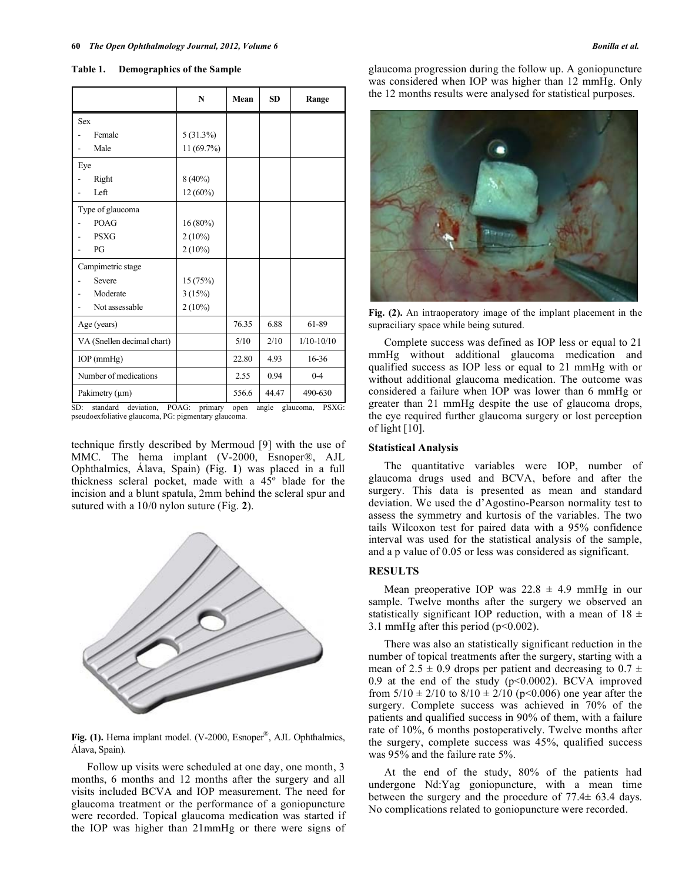**Table 1. Demographics of the Sample**

| | N | Mean | SD | Range |
|---|---|---|---|---|
| Sex | | | | |
| - Female | 5 (31.3%) | | | |
| - Male | 11 (69.7%) | | | |
| Eye | | | | |
| - Right | 8 (40%) | | | |
| - Left | 12 (60%) | | | |
| Type of glaucoma | | | | |
| - POAG | 16 (80%) | | | |
| - PSXG | 2 (10%) | | | |
| - PG | 2 (10%) | | | |
| Campimetric stage | | | | |
| - Severe | 15 (75%) | | | |
| - Moderate | 3 (15%) | | | |
| - Not assessable | 2 (10%) | | | |
| Age (years) | | 76.35 | 6.88 | 61-89 |
| VA (Snellen decimal chart) | | 5/10 | 2/10 | 1/10-10/10 |
| IOP (mmHg) | | 22.80 | 4.93 | 16-36 |
| Number of medications | | 2.55 | 0.94 | 0-4 |
| Pakimetry (μm) | | 556.6 | 44.47 | 490-630 |

SD: standard deviation, POAG: primary open angle glaucoma, PSXG: pseudoexfoliative glaucoma, PG: pigmentary glaucoma.

technique firstly described by Mermoud [9] with the use of MMC. The hema implant (V-2000, Esnoper®, AJL Ophthalmics, Álava, Spain) (Fig. **1**) was placed in a full thickness scleral pocket, made with a 45º blade for the incision and a blunt spatula, 2mm behind the scleral spur and sutured with a 10/0 nylon suture (Fig. **2**).

**Fig. (1).** Hema implant model. (V-2000, Esnoper®, AJL Ophthalmics, Álava, Spain).

Follow up visits were scheduled at one day, one month, 3 months, 6 months and 12 months after the surgery and all visits included BCVA and IOP measurement. The need for glaucoma treatment or the performance of a goniopuncture were recorded. Topical glaucoma medication was started if the IOP was higher than 21mmHg or there were signs of glaucoma progression during the follow up. A goniopuncture was considered when IOP was higher than 12 mmHg. Only the 12 months results were analysed for statistical purposes.

**Fig. (2).** An intraoperatory image of the implant placement in the supraciliary space while being sutured.

Complete success was defined as IOP less or equal to 21 mmHg without additional glaucoma medication and qualified success as IOP less or equal to 21 mmHg with or without additional glaucoma medication. The outcome was considered a failure when IOP was lower than 6 mmHg or greater than 21 mmHg despite the use of glaucoma drops, the eye required further glaucoma surgery or lost perception of light [10].

### Statistical Analysis

The quantitative variables were IOP, number of glaucoma drugs used and BCVA, before and after the surgery. This data is presented as mean and standard deviation. We used the d'Agostino-Pearson normality test to assess the symmetry and kurtosis of the variables. The two tails Wilcoxon test for paired data with a 95% confidence interval was used for the statistical analysis of the sample, and a p value of 0.05 or less was considered as significant.

## RESULTS

Mean preoperative IOP was $22.8 \pm 4.9$ mmHg in our sample. Twelve months after the surgery we observed an statistically significant IOP reduction, with a mean of $18 \pm 3.1$ mmHg after this period ($p<0.002$).

There was also an statistically significant reduction in the number of topical treatments after the surgery, starting with a mean of $2.5 \pm 0.9$ drops per patient and decreasing to $0.7 \pm 0.9$ at the end of the study ($p<0.0002$). BCVA improved from $5/10 \pm 2/10$ to $8/10 \pm 2/10$ ($p<0.006$) one year after the surgery. Complete success was achieved in 70% of the patients and qualified success in 90% of them, with a failure rate of 10%, 6 months postoperatively. Twelve months after the surgery, complete success was 45%, qualified success was 95% and the failure rate 5%.

At the end of the study, 80% of the patients had undergone Nd:Yag goniopuncture, with a mean time between the surgery and the procedure of $77.4 \pm 63.4$ days. No complications related to goniopuncture were recorded.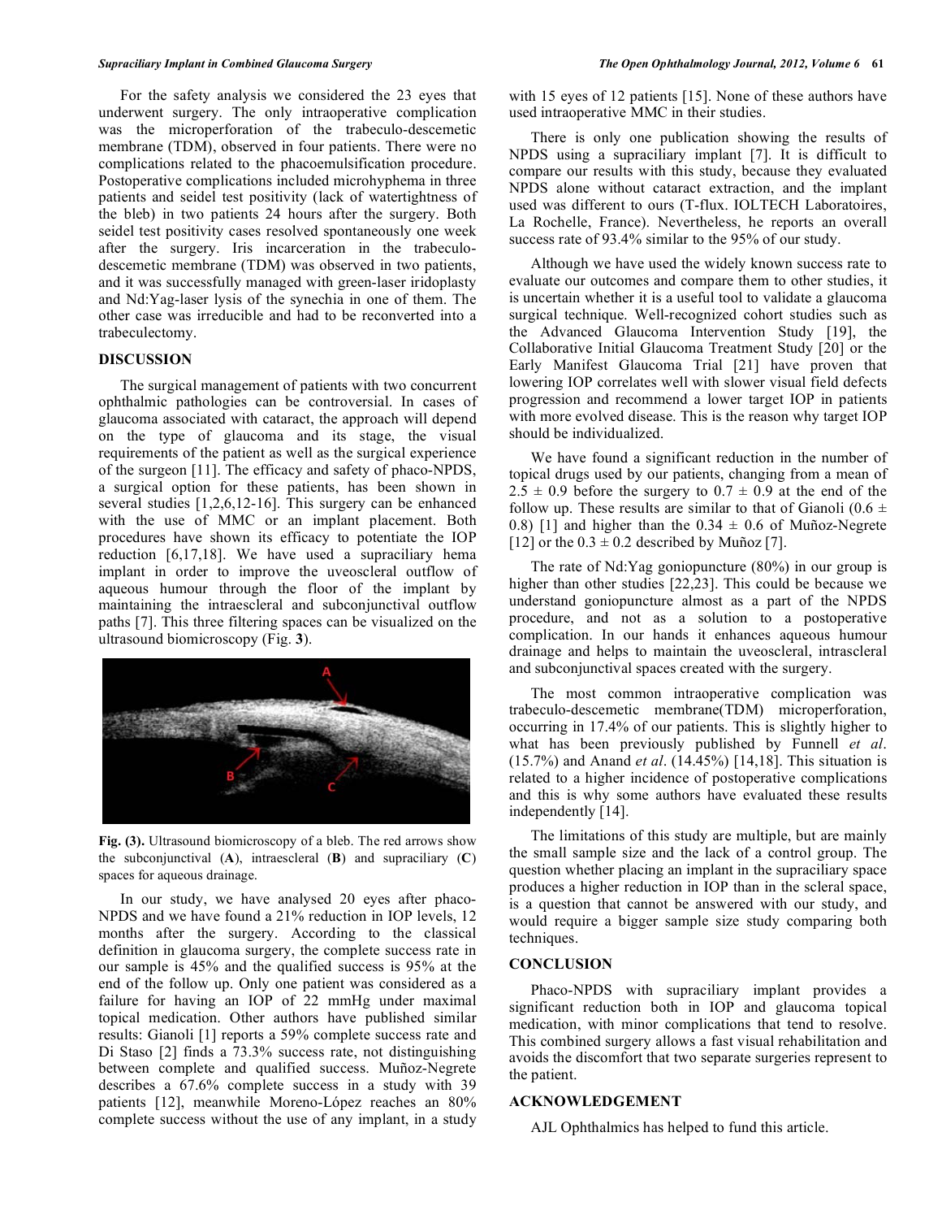For the safety analysis we considered the 23 eyes that underwent surgery. The only intraoperative complication was the microperforation of the trabeculo-descemetic membrane (TDM), observed in four patients. There were no complications related to the phacoemulsification procedure. Postoperative complications included microhyphema in three patients and seidel test positivity (lack of watertightness of the bleb) in two patients 24 hours after the surgery. Both seidel test positivity cases resolved spontaneously one week after the surgery. Iris incarceration in the trabeculo-descemetic membrane (TDM) was observed in two patients, and it was successfully managed with green-laser iridoplasty and Nd:Yag-laser lysis of the synechia in one of them. The other case was irreducible and had to be reconverted into a trabeculectomy.

## DISCUSSION

The surgical management of patients with two concurrent ophthalmic pathologies can be controversial. In cases of glaucoma associated with cataract, the approach will depend on the type of glaucoma and its stage, the visual requirements of the patient as well as the surgical experience of the surgeon [11]. The efficacy and safety of phaco-NPDS, a surgical option for these patients, has been shown in several studies [1,2,6,12-16]. This surgery can be enhanced with the use of MMC or an implant placement. Both procedures have shown its efficacy to potentiate the IOP reduction [6,17,18]. We have used a supraciliary hema implant in order to improve the uveoscleral outflow of aqueous humour through the floor of the implant by maintaining the intraescleral and subconjunctival outflow paths [7]. This three filtering spaces can be visualized on the ultrasound biomicroscopy (Fig. **3**).

**Fig. (3).** Ultrasound biomicroscopy of a bleb. The red arrows show the subconjunctival (**A**), intraescleral (**B**) and supraciliary (**C**) spaces for aqueous drainage.

In our study, we have analysed 20 eyes after phaco-NPDS and we have found a 21% reduction in IOP levels, 12 months after the surgery. According to the classical definition in glaucoma surgery, the complete success rate in our sample is 45% and the qualified success is 95% at the end of the follow up. Only one patient was considered as a failure for having an IOP of 22 mmHg under maximal topical medication. Other authors have published similar results: Gianoli [1] reports a 59% complete success rate and Di Staso [2] finds a 73.3% success rate, not distinguishing between complete and qualified success. Muñoz-Negrete describes a 67.6% complete success in a study with 39 patients [12], meanwhile Moreno-López reaches an 80% complete success without the use of any implant, in a study with 15 eyes of 12 patients [15]. None of these authors have used intraoperative MMC in their studies.

There is only one publication showing the results of NPDS using a supraciliary implant [7]. It is difficult to compare our results with this study, because they evaluated NPDS alone without cataract extraction, and the implant used was different to ours (T-flux. IOLTECH Laboratoires, La Rochelle, France). Nevertheless, he reports an overall success rate of 93.4% similar to the 95% of our study.

Although we have used the widely known success rate to evaluate our outcomes and compare them to other studies, it is uncertain whether it is a useful tool to validate a glaucoma surgical technique. Well-recognized cohort studies such as the Advanced Glaucoma Intervention Study [19], the Collaborative Initial Glaucoma Treatment Study [20] or the Early Manifest Glaucoma Trial [21] have proven that lowering IOP correlates well with slower visual field defects progression and recommend a lower target IOP in patients with more evolved disease. This is the reason why target IOP should be individualized.

We have found a significant reduction in the number of topical drugs used by our patients, changing from a mean of $2.5 \pm 0.9$ before the surgery to $0.7 \pm 0.9$ at the end of the follow up. These results are similar to that of Gianoli ($0.6 \pm 0.8$) [1] and higher than the $0.34 \pm 0.6$ of Muñoz-Negrete [12] or the $0.3 \pm 0.2$ described by Muñoz [7].

The rate of Nd:Yag goniopuncture (80%) in our group is higher than other studies [22,23]. This could be because we understand goniopuncture almost as a part of the NPDS procedure, and not as a solution to a postoperative complication. In our hands it enhances aqueous humour drainage and helps to maintain the uveoscleral, intrascleral and subconjunctival spaces created with the surgery.

The most common intraoperative complication was trabeculo-descemetic membrane(TDM) microperforation, occurring in 17.4% of our patients. This is slightly higher to what has been previously published by Funnell *et al*. (15.7%) and Anand *et al*. (14.45%) [14,18]. This situation is related to a higher incidence of postoperative complications and this is why some authors have evaluated these results independently [14].

The limitations of this study are multiple, but are mainly the small sample size and the lack of a control group. The question whether placing an implant in the supraciliary space produces a higher reduction in IOP than in the scleral space, is a question that cannot be answered with our study, and would require a bigger sample size study comparing both techniques.

## CONCLUSION

Phaco-NPDS with supraciliary implant provides a significant reduction both in IOP and glaucoma topical medication, with minor complications that tend to resolve. This combined surgery allows a fast visual rehabilitation and avoids the discomfort that two separate surgeries represent to the patient.

## ACKNOWLEDGEMENT

AJL Ophthalmics has helped to fund this article.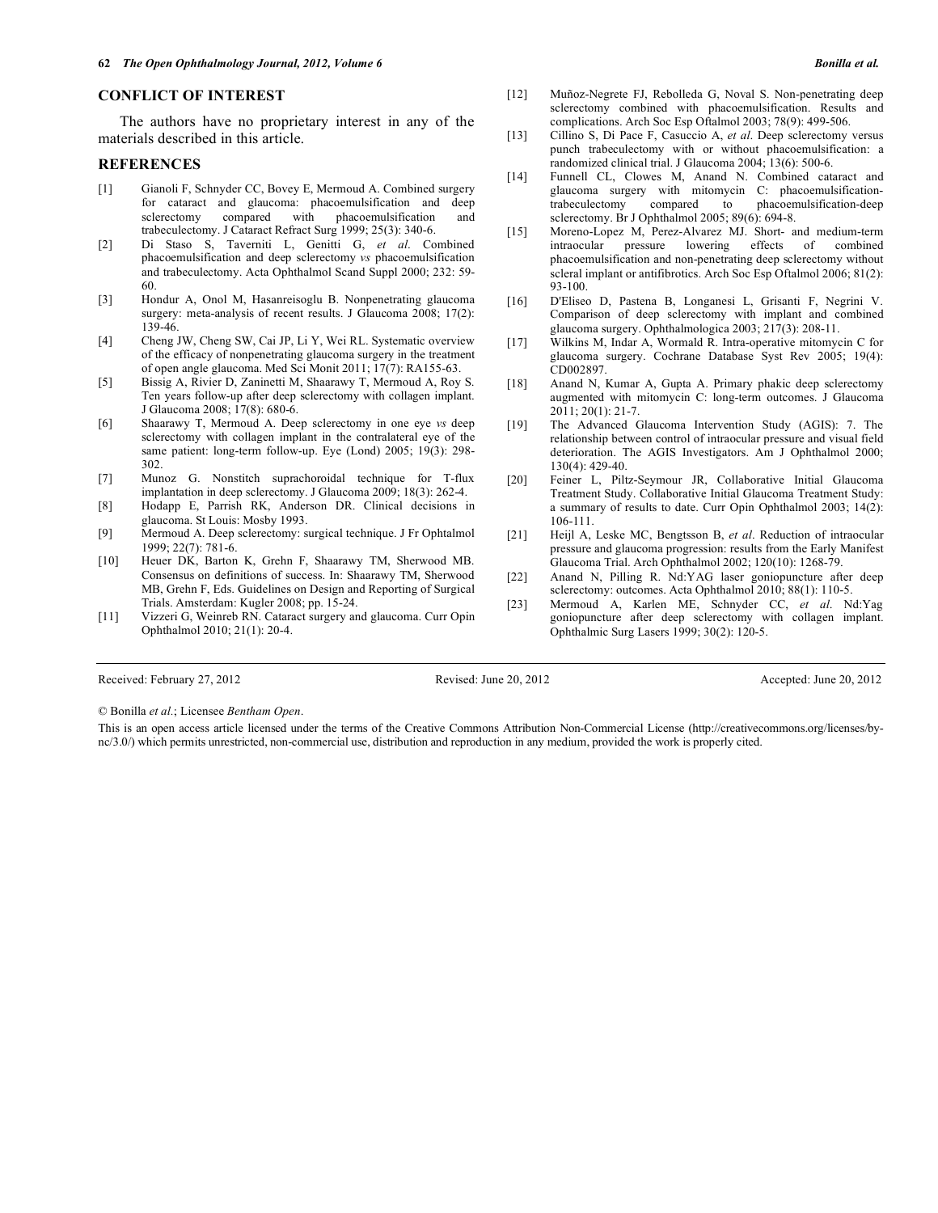## CONFLICT OF INTEREST

The authors have no proprietary interest in any of the materials described in this article.

## REFERENCES

[1] Gianoli F, Schnyder CC, Bovey E, Mermoud A. Combined surgery for cataract and glaucoma: phacoemulsification and deep sclerectomy compared with phacoemulsification and trabeculectomy. J Cataract Refract Surg 1999; 25(3): 340-6.

[2] Di Staso S, Taverniti L, Genitti G, *et al*. Combined phacoemulsification and deep sclerectomy *vs* phacoemulsification and trabeculectomy. Acta Ophthalmol Scand Suppl 2000; 232: 59-60.

[3] Hondur A, Onol M, Hasanreisoglu B. Nonpenetrating glaucoma surgery: meta-analysis of recent results. J Glaucoma 2008; 17(2): 139-46.

[4] Cheng JW, Cheng SW, Cai JP, Li Y, Wei RL. Systematic overview of the efficacy of nonpenetrating glaucoma surgery in the treatment of open angle glaucoma. Med Sci Monit 2011; 17(7): RA155-63.

[5] Bissig A, Rivier D, Zaninetti M, Shaarawy T, Mermoud A, Roy S. Ten years follow-up after deep sclerectomy with collagen implant. J Glaucoma 2008; 17(8): 680-6.

[6] Shaarawy T, Mermoud A. Deep sclerectomy in one eye *vs* deep sclerectomy with collagen implant in the contralateral eye of the same patient: long-term follow-up. Eye (Lond) 2005; 19(3): 298-302.

[7] Munoz G. Nonstitch suprachoroidal technique for T-flux implantation in deep sclerectomy. J Glaucoma 2009; 18(3): 262-4.

[8] Hodapp E, Parrish RK, Anderson DR. Clinical decisions in glaucoma. St Louis: Mosby 1993.

[9] Mermoud A. Deep sclerectomy: surgical technique. J Fr Ophtalmol 1999; 22(7): 781-6.

[10] Heuer DK, Barton K, Grehn F, Shaarawy TM, Sherwood MB. Consensus on definitions of success. In: Shaarawy TM, Sherwood MB, Grehn F, Eds. Guidelines on Design and Reporting of Surgical Trials. Amsterdam: Kugler 2008; pp. 15-24.

[11] Vizzeri G, Weinreb RN. Cataract surgery and glaucoma. Curr Opin Ophthalmol 2010; 21(1): 20-4.

[12] Muñoz-Negrete FJ, Rebolleda G, Noval S. Non-penetrating deep sclerectomy combined with phacoemulsification. Results and complications. Arch Soc Esp Oftalmol 2003; 78(9): 499-506.

[13] Cillino S, Di Pace F, Casuccio A, *et al*. Deep sclerectomy versus punch trabeculectomy with or without phacoemulsification: a randomized clinical trial. J Glaucoma 2004; 13(6): 500-6.

[14] Funnell CL, Clowes M, Anand N. Combined cataract and glaucoma surgery with mitomycin C: phacoemulsification-trabeculectomy compared to phacoemulsification-deep sclerectomy. Br J Ophthalmol 2005; 89(6): 694-8.

[15] Moreno-Lopez M, Perez-Alvarez MJ. Short- and medium-term intraocular pressure lowering effects of combined phacoemulsification and non-penetrating deep sclerectomy without scleral implant or antifibrotics. Arch Soc Esp Oftalmol 2006; 81(2): 93-100.

[16] D'Eliseo D, Pastena B, Longanesi L, Grisanti F, Negrini V. Comparison of deep sclerectomy with implant and combined glaucoma surgery. Ophthalmologica 2003; 217(3): 208-11.

[17] Wilkins M, Indar A, Wormald R. Intra-operative mitomycin C for glaucoma surgery. Cochrane Database Syst Rev 2005; 19(4): CD002897.

[18] Anand N, Kumar A, Gupta A. Primary phakic deep sclerectomy augmented with mitomycin C: long-term outcomes. J Glaucoma 2011; 20(1): 21-7.

[19] The Advanced Glaucoma Intervention Study (AGIS): 7. The relationship between control of intraocular pressure and visual field deterioration. The AGIS Investigators. Am J Ophthalmol 2000; 130(4): 429-40.

[20] Feiner L, Piltz-Seymour JR, Collaborative Initial Glaucoma Treatment Study. Collaborative Initial Glaucoma Treatment Study: a summary of results to date. Curr Opin Ophthalmol 2003; 14(2): 106-111.

[21] Heijl A, Leske MC, Bengtsson B, *et al*. Reduction of intraocular pressure and glaucoma progression: results from the Early Manifest Glaucoma Trial. Arch Ophthalmol 2002; 120(10): 1268-79.

[22] Anand N, Pilling R. Nd:YAG laser goniopuncture after deep sclerectomy: outcomes. Acta Ophthalmol 2010; 88(1): 110-5.

[23] Mermoud A, Karlen ME, Schnyder CC, *et al*. Nd:Yag goniopuncture after deep sclerectomy with collagen implant. Ophthalmic Surg Lasers 1999; 30(2): 120-5.

Received: February 27, 2012 Revised: June 20, 2012 Accepted: June 20, 2012

© Bonilla *et al*.; Licensee *Bentham Open*.

This is an open access article licensed under the terms of the Creative Commons Attribution Non-Commercial License (http://creativecommons.org/licenses/by-nc/3.0/) which permits unrestricted, non-commercial use, distribution and reproduction in any medium, provided the work is properly cited.